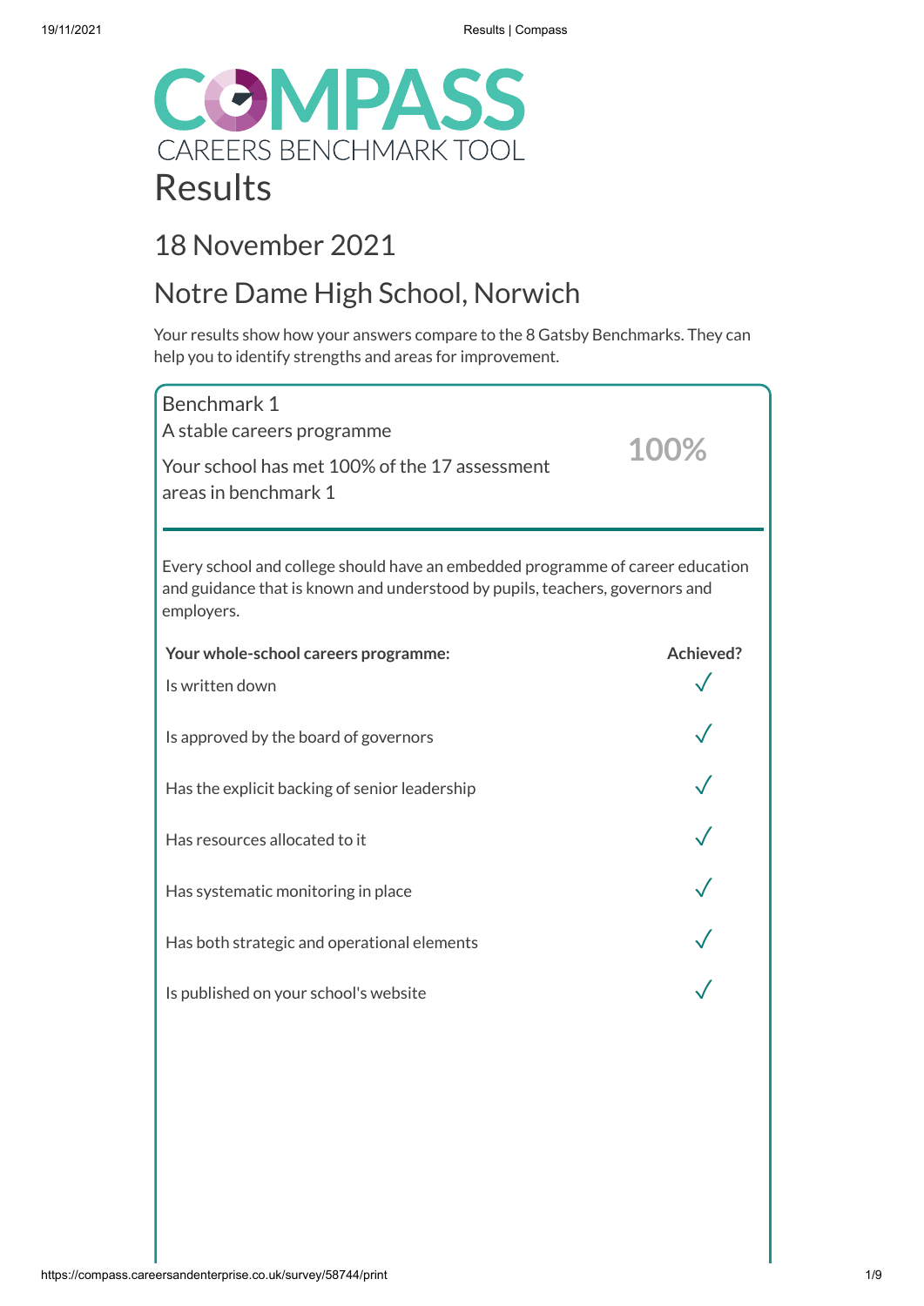# COMPASS

CAREERS BENCHMARK TOOL

# Results

## 18 November 2021

## Notre Dame High School, Norwich

Your results show how your answers compare to the 8 Gatsby Benchmarks. They can help you to identify strengths and areas for improvement.

### Benchmark 1

A stable careers programme

Your school has met 100% of the 17 assessment areas in benchmark 1

**100%**

Every school and college should have an embedded programme of career education and guidance that is known and understood by pupils, teachers, governors and employers.

| Your whole-school careers programme: | Achieved? |
| --- | --- |
| Is written down | ✓ |
| Is approved by the board of governors | ✓ |
| Has the explicit backing of senior leadership | ✓ |
| Has resources allocated to it | ✓ |
| Has systematic monitoring in place | ✓ |
| Has both strategic and operational elements | ✓ |
| Is published on your school's website | ✓ |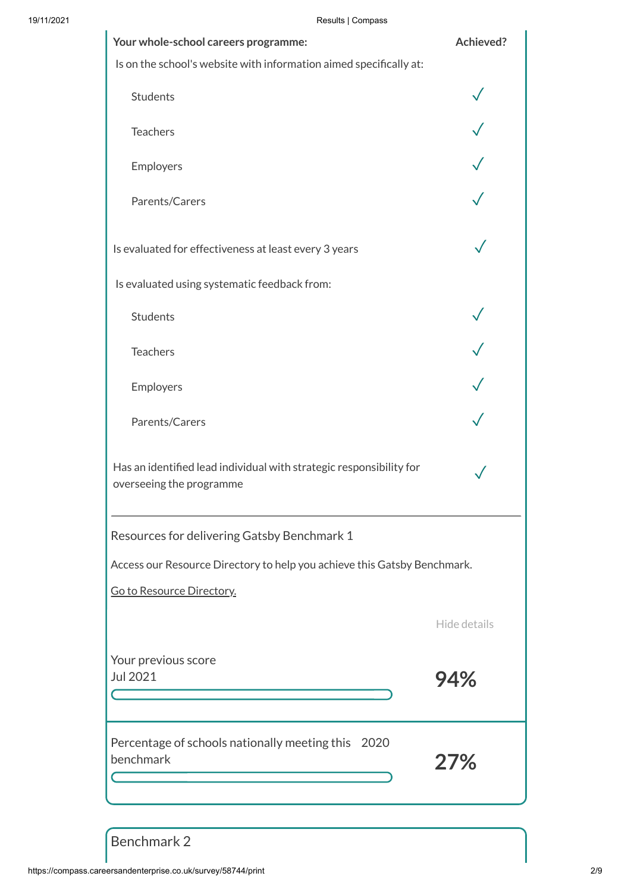| Your whole-school careers programme: | Achieved? |
|---|---|
| Is on the school's website with information aimed specifically at: | |
| Students | ✓ |
| Teachers | ✓ |
| Employers | ✓ |
| Parents/Carers | ✓ |
| Is evaluated for effectiveness at least every 3 years | ✓ |
| Is evaluated using systematic feedback from: | |
| Students | ✓ |
| Teachers | ✓ |
| Employers | ✓ |
| Parents/Carers | ✓ |
| Has an identified lead individual with strategic responsibility for overseeing the programme | ✓ |

Resources for delivering Gatsby Benchmark 1

Access our Resource Directory to help you achieve this Gatsby Benchmark.

Go to Resource Directory.

Hide details

Your previous score
Jul 2021

**94%**

Percentage of schools nationally meeting this benchmark 2020

**27%**

## Benchmark 2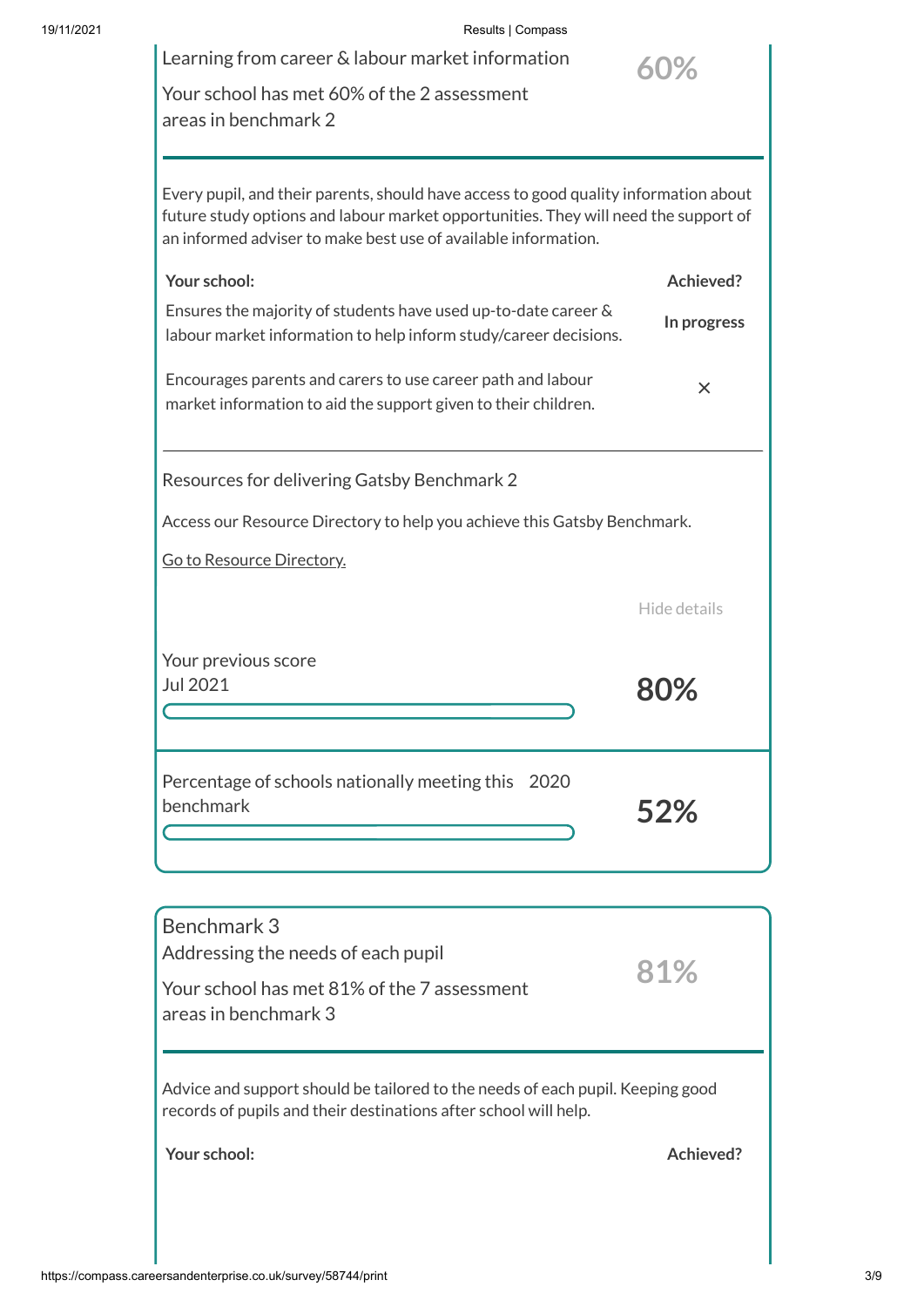Learning from career & labour market information

Your school has met 60% of the 2 assessment areas in benchmark 2

**60%**

Every pupil, and their parents, should have access to good quality information about future study options and labour market opportunities. They will need the support of an informed adviser to make best use of available information.

| Your school: | Achieved? |
| --- | --- |
| Ensures the majority of students have used up-to-date career & labour market information to help inform study/career decisions. | In progress |
| Encourages parents and carers to use career path and labour market information to aid the support given to their children. | × |

Resources for delivering Gatsby Benchmark 2

Access our Resource Directory to help you achieve this Gatsby Benchmark.

[Go to Resource Directory.]

Hide details

Your previous score
Jul 2021

**80%**

Percentage of schools nationally meeting this benchmark 2020

**52%**

## Benchmark 3

Addressing the needs of each pupil

Your school has met 81% of the 7 assessment areas in benchmark 3

**81%**

Advice and support should be tailored to the needs of each pupil. Keeping good records of pupils and their destinations after school will help.

| Your school: | Achieved? |
| --- | --- |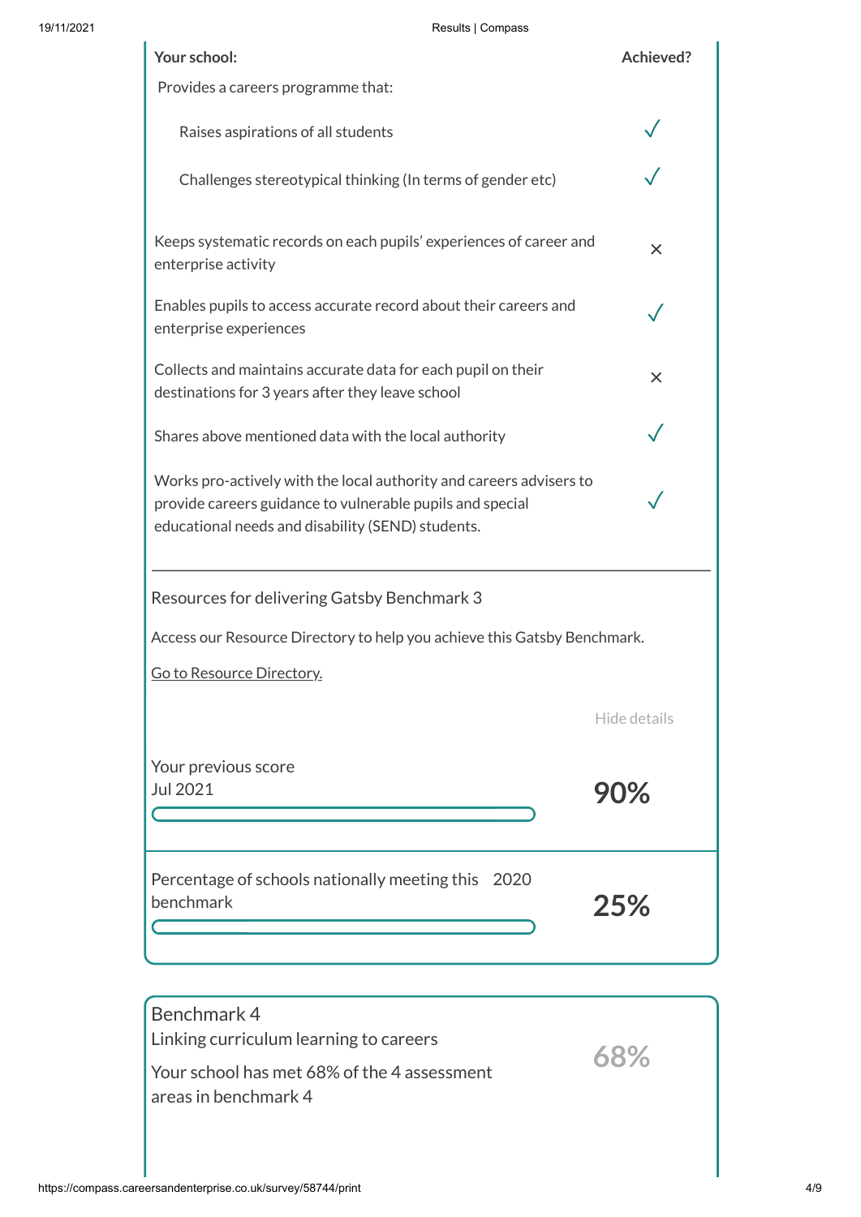| Your school: | Achieved? |
|---|---|
| Provides a careers programme that: | |
| Raises aspirations of all students | ✓ |
| Challenges stereotypical thinking (In terms of gender etc) | ✓ |
| Keeps systematic records on each pupils' experiences of career and enterprise activity | × |
| Enables pupils to access accurate record about their careers and enterprise experiences | ✓ |
| Collects and maintains accurate data for each pupil on their destinations for 3 years after they leave school | × |
| Shares above mentioned data with the local authority | ✓ |
| Works pro-actively with the local authority and careers advisers to provide careers guidance to vulnerable pupils and special educational needs and disability (SEND) students. | ✓ |

---

Resources for delivering Gatsby Benchmark 3

Access our Resource Directory to help you achieve this Gatsby Benchmark.

Go to Resource Directory.

Hide details

Your previous score
Jul 2021

**90%**

Percentage of schools nationally meeting this benchmark 2020

**25%**

## Benchmark 4

Linking curriculum learning to careers

Your school has met 68% of the 4 assessment areas in benchmark 4

**68%**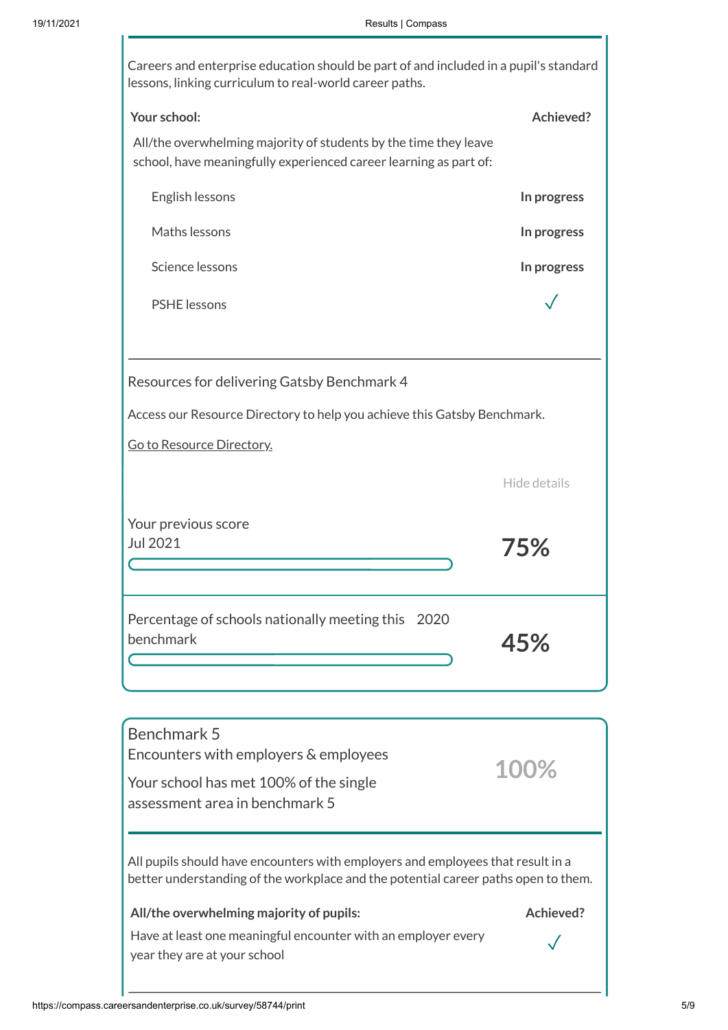Careers and enterprise education should be part of and included in a pupil's standard lessons, linking curriculum to real-world career paths.

| Your school: | Achieved? |
| --- | --- |
| All/the overwhelming majority of students by the time they leave school, have meaningfully experienced career learning as part of: | |
| English lessons | In progress |
| Maths lessons | In progress |
| Science lessons | In progress |
| PSHE lessons | ✓ |

Resources for delivering Gatsby Benchmark 4

Access our Resource Directory to help you achieve this Gatsby Benchmark.

Go to Resource Directory.

Hide details

Your previous score
Jul 2021

**75%**

Percentage of schools nationally meeting this benchmark 2020

**45%**

## Benchmark 5

Encounters with employers & employees

Your school has met 100% of the single assessment area in benchmark 5

**100%**

All pupils should have encounters with employers and employees that result in a better understanding of the workplace and the potential career paths open to them.

| All/the overwhelming majority of pupils: | Achieved? |
| --- | --- |
| Have at least one meaningful encounter with an employer every year they are at your school | ✓ |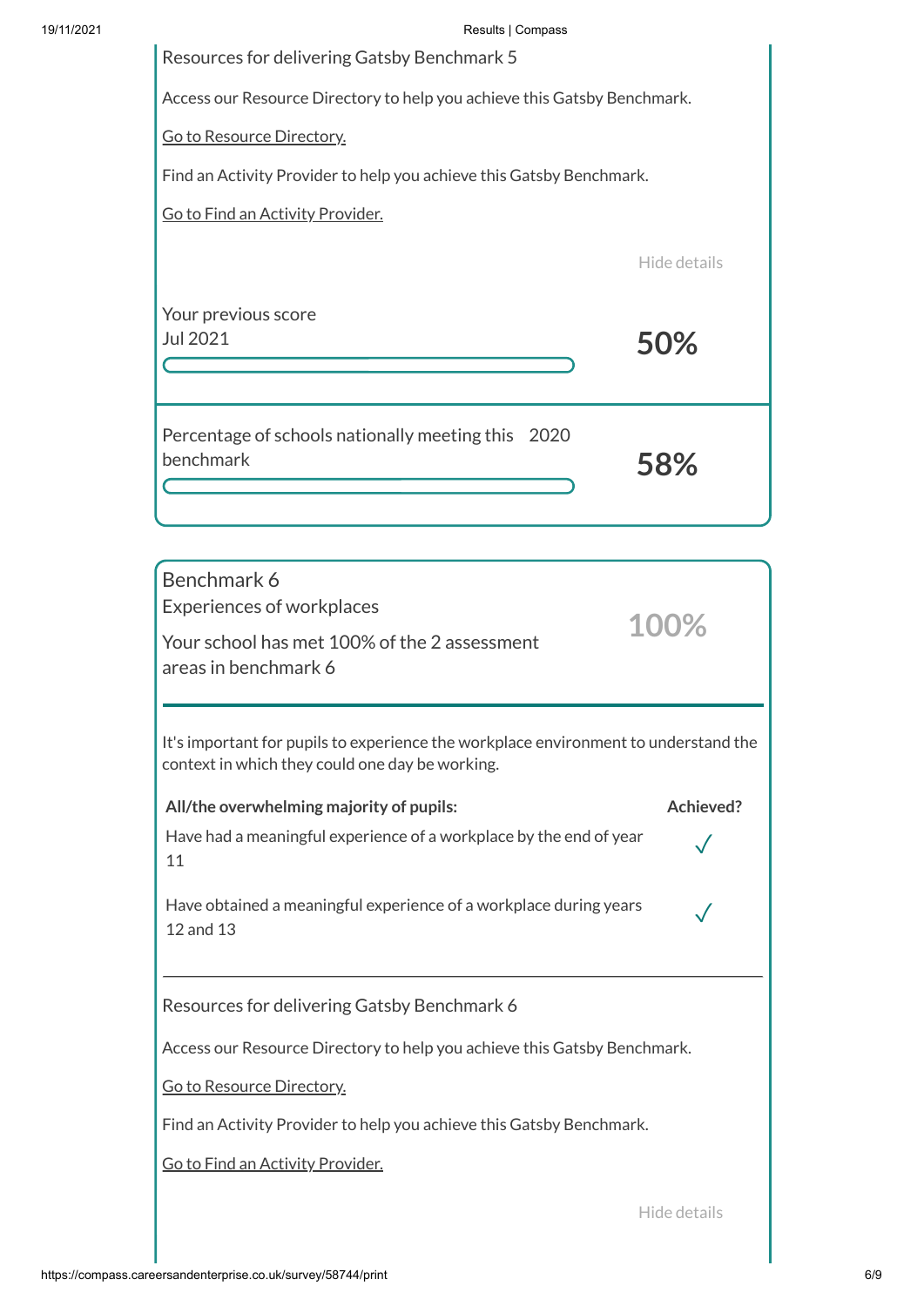Resources for delivering Gatsby Benchmark 5

Access our Resource Directory to help you achieve this Gatsby Benchmark.

Go to Resource Directory.

Find an Activity Provider to help you achieve this Gatsby Benchmark.

Go to Find an Activity Provider.

Hide details

Your previous score
Jul 2021

**50%**

Percentage of schools nationally meeting this benchmark 2020

**58%**

## Benchmark 6

Experiences of workplaces

Your school has met 100% of the 2 assessment areas in benchmark 6

**100%**

It's important for pupils to experience the workplace environment to understand the context in which they could one day be working.

| All/the overwhelming majority of pupils: | Achieved? |
|---|---|
| Have had a meaningful experience of a workplace by the end of year 11 | ✓ |
| Have obtained a meaningful experience of a workplace during years 12 and 13 | ✓ |

Resources for delivering Gatsby Benchmark 6

Access our Resource Directory to help you achieve this Gatsby Benchmark.

Go to Resource Directory.

Find an Activity Provider to help you achieve this Gatsby Benchmark.

Go to Find an Activity Provider.

Hide details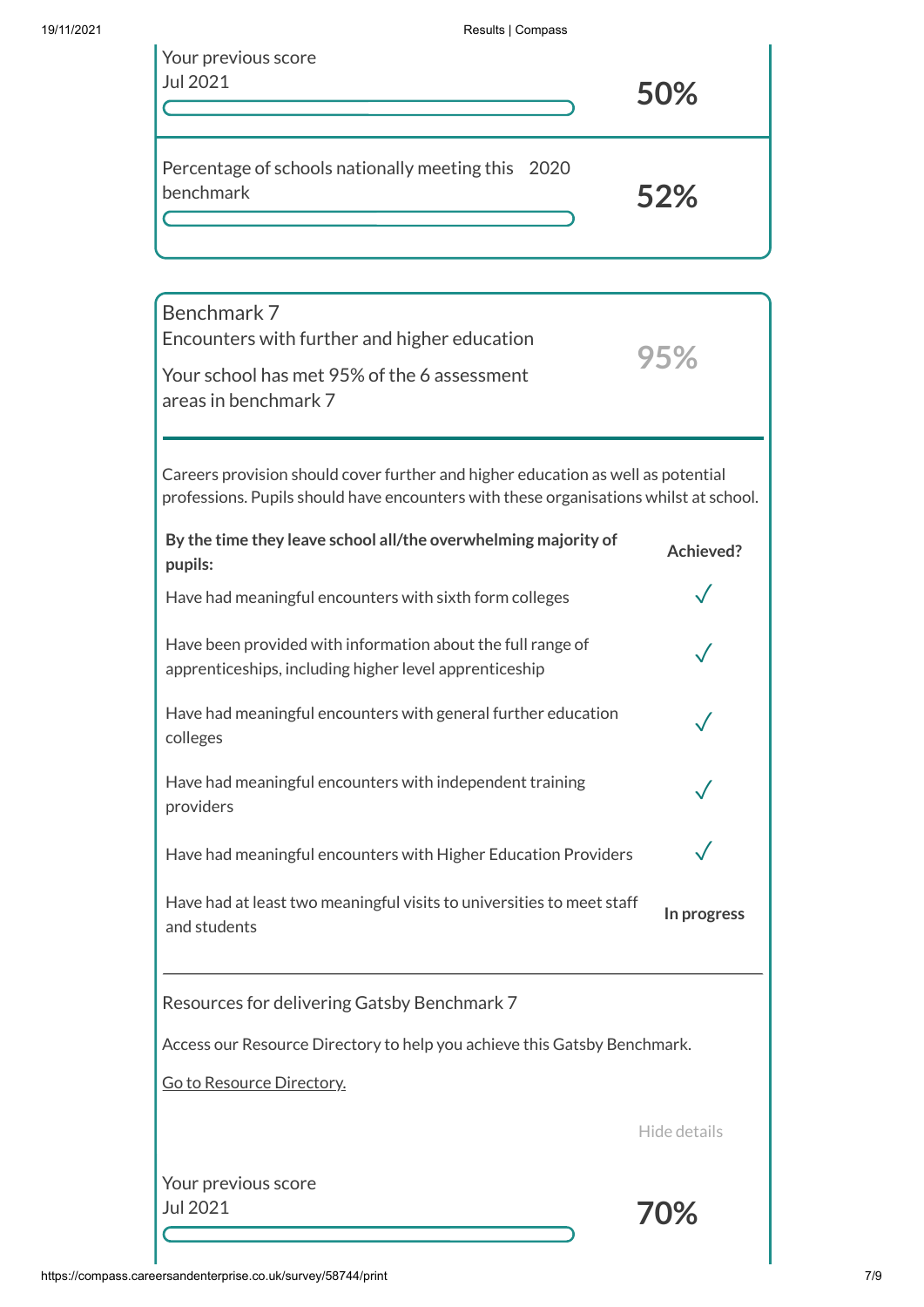Your previous score
Jul 2021

**50%**

Percentage of schools nationally meeting this benchmark 2020

**52%**

## Benchmark 7

Encounters with further and higher education

Your school has met 95% of the 6 assessment areas in benchmark 7

**95%**

Careers provision should cover further and higher education as well as potential professions. Pupils should have encounters with these organisations whilst at school.

| By the time they leave school all/the overwhelming majority of pupils: | Achieved? |
|---|---|
| Have had meaningful encounters with sixth form colleges | ✓ |
| Have been provided with information about the full range of apprenticeships, including higher level apprenticeship | ✓ |
| Have had meaningful encounters with general further education colleges | ✓ |
| Have had meaningful encounters with independent training providers | ✓ |
| Have had meaningful encounters with Higher Education Providers | ✓ |
| Have had at least two meaningful visits to universities to meet staff and students | **In progress** |

Resources for delivering Gatsby Benchmark 7

Access our Resource Directory to help you achieve this Gatsby Benchmark.

Go to Resource Directory.

Hide details

Your previous score
Jul 2021

**70%**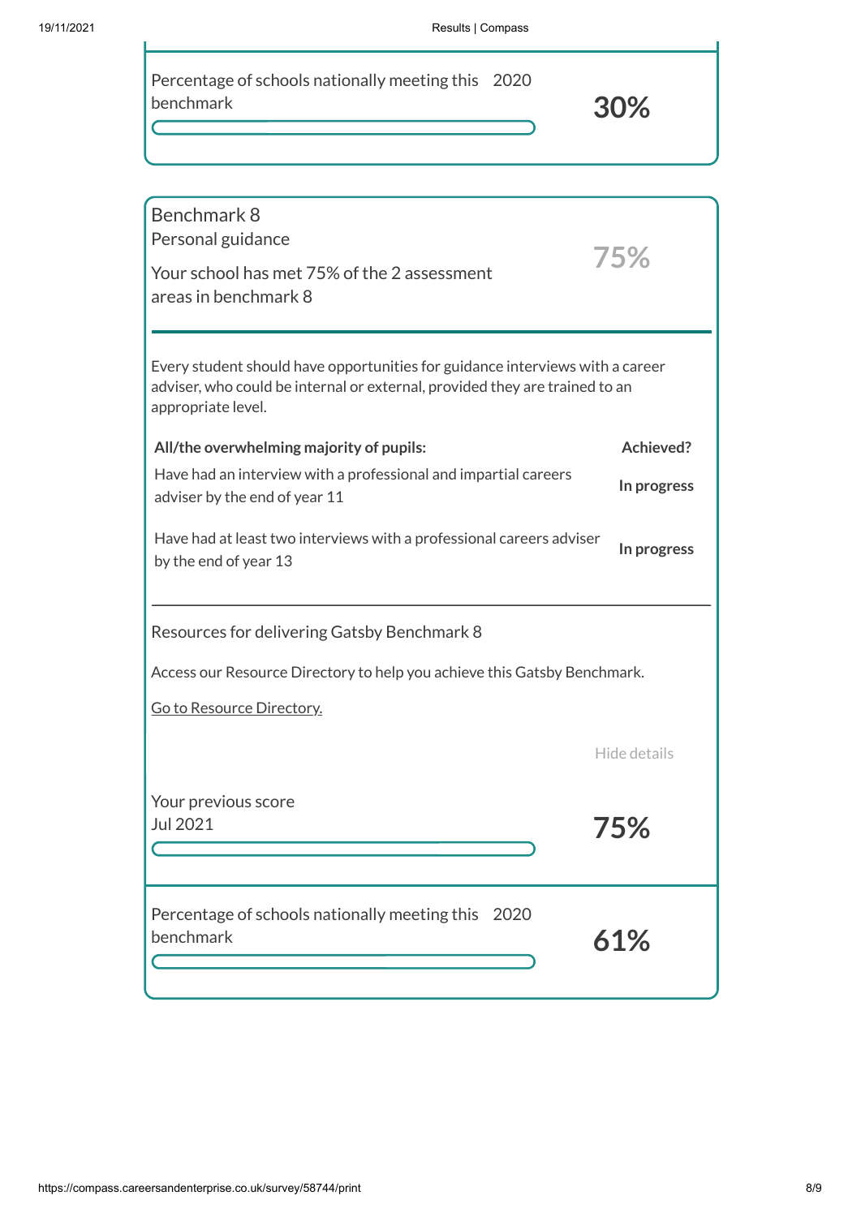Percentage of schools nationally meeting this benchmark 2020

**30%**

## Benchmark 8

Personal guidance

Your school has met 75% of the 2 assessment areas in benchmark 8

**75%**

Every student should have opportunities for guidance interviews with a career adviser, who could be internal or external, provided they are trained to an appropriate level.

| All/the overwhelming majority of pupils: | Achieved? |
|---|---|
| Have had an interview with a professional and impartial careers adviser by the end of year 11 | **In progress** |
| Have had at least two interviews with a professional careers adviser by the end of year 13 | **In progress** |

Resources for delivering Gatsby Benchmark 8

Access our Resource Directory to help you achieve this Gatsby Benchmark.

Go to Resource Directory.

Hide details

Your previous score Jul 2021

**75%**

Percentage of schools nationally meeting this benchmark 2020

**61%**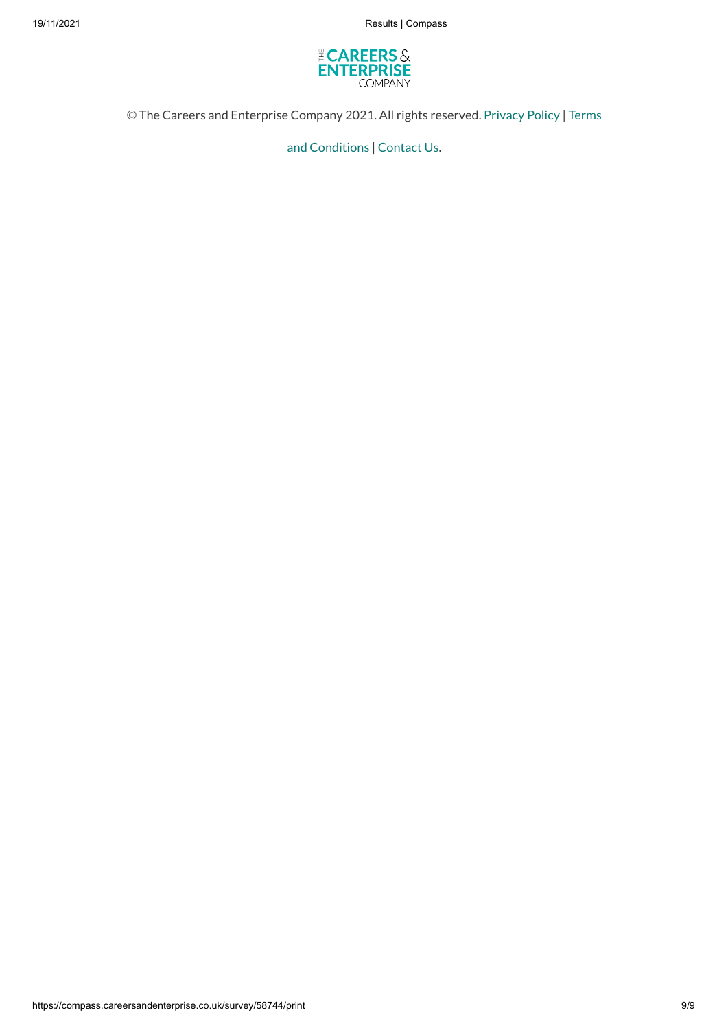THE CAREERS & ENTERPRISE COMPANY

© The Careers and Enterprise Company 2021. All rights reserved. Privacy Policy | Terms and Conditions | Contact Us.